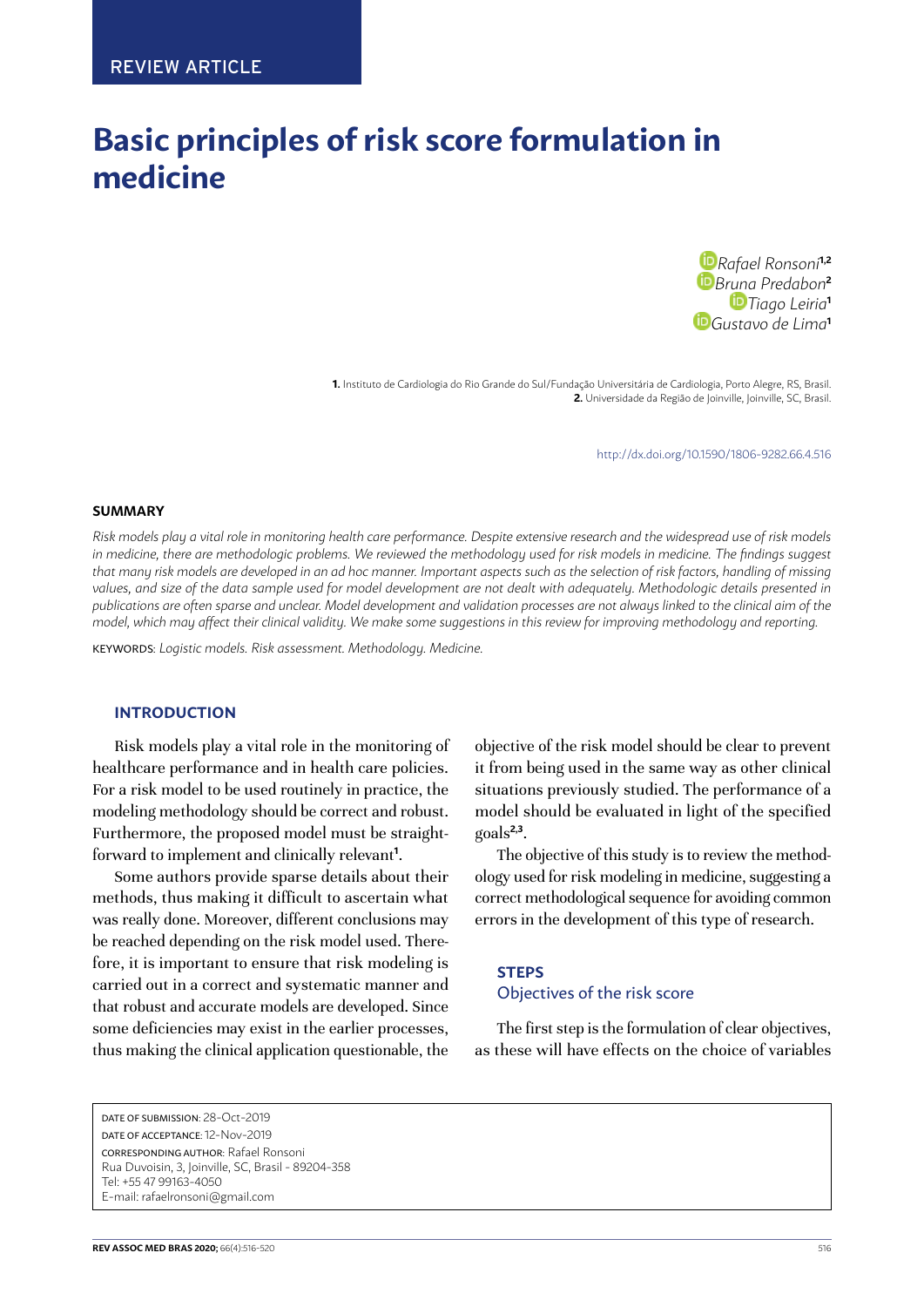REVIEW ARTICLE

# Basic principles of risk score formulation in medicine

Rafael Ronsoni[1,2]
Bruna Predabon[2]
Tiago Leiria[1]
Gustavo de Lima[1]

**1.** Instituto de Cardiologia do Rio Grande do Sul/Fundação Universitária de Cardiologia, Porto Alegre, RS, Brasil.
**2.** Universidade da Região de Joinville, Joinville, SC, Brasil.

http://dx.doi.org/10.1590/1806-9282.66.4.516

### SUMMARY

*Risk models play a vital role in monitoring health care performance. Despite extensive research and the widespread use of risk models in medicine, there are methodologic problems. We reviewed the methodology used for risk models in medicine. The findings suggest that many risk models are developed in an ad hoc manner. Important aspects such as the selection of risk factors, handling of missing values, and size of the data sample used for model development are not dealt with adequately. Methodologic details presented in publications are often sparse and unclear. Model development and validation processes are not always linked to the clinical aim of the model, which may affect their clinical validity. We make some suggestions in this review for improving methodology and reporting.*

KEYWORDS: *Logistic models. Risk assessment. Methodology. Medicine.*

## INTRODUCTION

Risk models play a vital role in the monitoring of healthcare performance and in health care policies. For a risk model to be used routinely in practice, the modeling methodology should be correct and robust. Furthermore, the proposed model must be straightforward to implement and clinically relevant[1].

Some authors provide sparse details about their methods, thus making it difficult to ascertain what was really done. Moreover, different conclusions may be reached depending on the risk model used. Therefore, it is important to ensure that risk modeling is carried out in a correct and systematic manner and that robust and accurate models are developed. Since some deficiencies may exist in the earlier processes, thus making the clinical application questionable, the objective of the risk model should be clear to prevent it from being used in the same way as other clinical situations previously studied. The performance of a model should be evaluated in light of the specified goals[2,3].

The objective of this study is to review the methodology used for risk modeling in medicine, suggesting a correct methodological sequence for avoiding common errors in the development of this type of research.

## STEPS

### Objectives of the risk score

The first step is the formulation of clear objectives, as these will have effects on the choice of variables

DATE OF SUBMISSION: 28-Oct-2019
DATE OF ACCEPTANCE: 12-Nov-2019
CORRESPONDING AUTHOR: Rafael Ronsoni
Rua Duvoisin, 3, Joinville, SC, Brasil - 89204-358
Tel: +55 47 99163-4050
E-mail: rafaelronsoni@gmail.com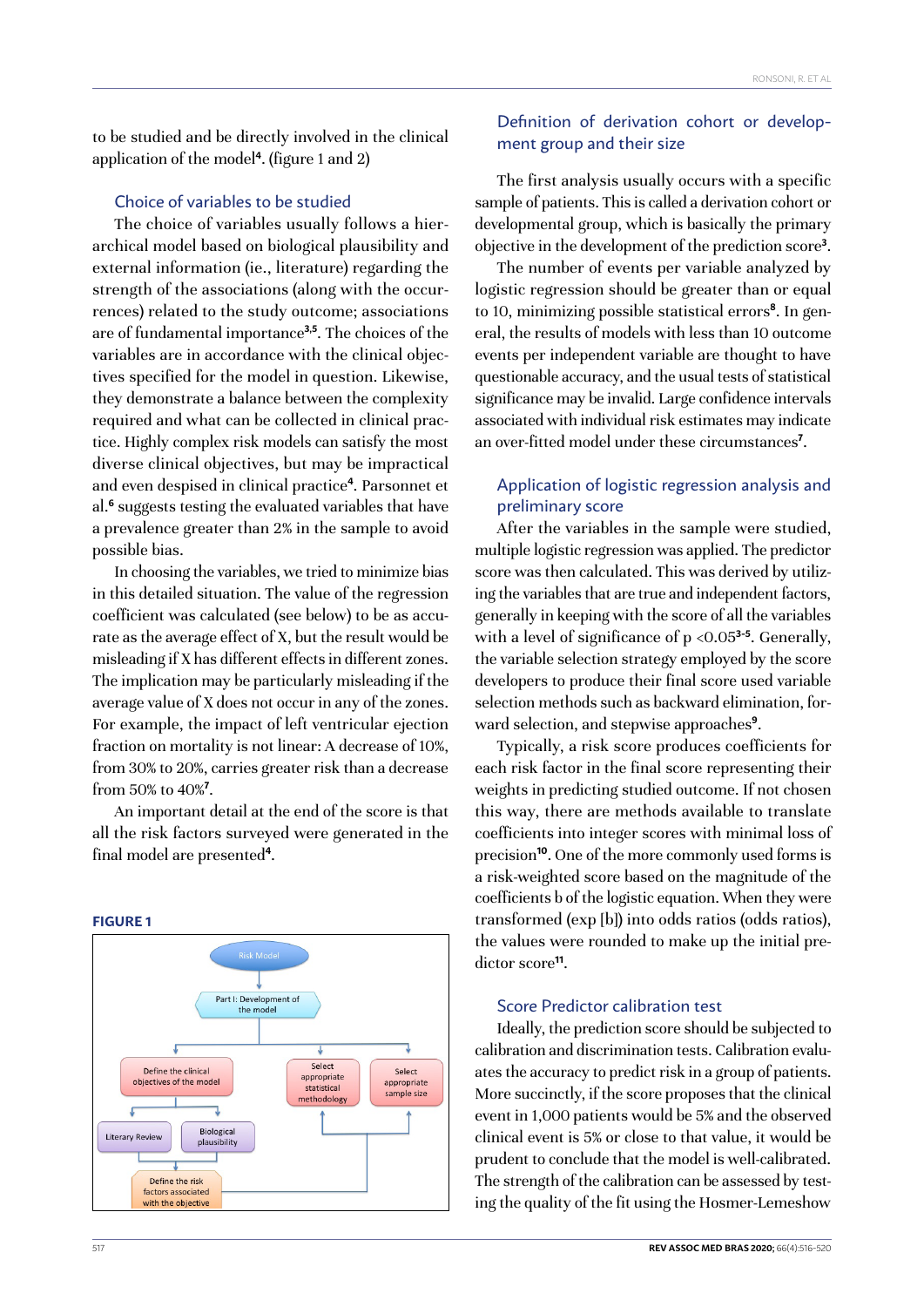to be studied and be directly involved in the clinical application of the model[4]. (figure 1 and 2)

### Choice of variables to be studied

The choice of variables usually follows a hierarchical model based on biological plausibility and external information (ie., literature) regarding the strength of the associations (along with the occurrences) related to the study outcome; associations are of fundamental importance[3,5]. The choices of the variables are in accordance with the clinical objectives specified for the model in question. Likewise, they demonstrate a balance between the complexity required and what can be collected in clinical practice. Highly complex risk models can satisfy the most diverse clinical objectives, but may be impractical and even despised in clinical practice[4]. Parsonnet et al.[6] suggests testing the evaluated variables that have a prevalence greater than 2% in the sample to avoid possible bias.

In choosing the variables, we tried to minimize bias in this detailed situation. The value of the regression coefficient was calculated (see below) to be as accurate as the average effect of X, but the result would be misleading if X has different effects in different zones. The implication may be particularly misleading if the average value of X does not occur in any of the zones. For example, the impact of left ventricular ejection fraction on mortality is not linear: A decrease of 10%, from 30% to 20%, carries greater risk than a decrease from 50% to 40%[7].

An important detail at the end of the score is that all the risk factors surveyed were generated in the final model are presented[4].

**FIGURE 1**

Risk Model → Part I: Development of the model → Define the clinical objectives of the model (Literary Review; Biological plausibility → Define the risk factors associated with the objective); Select appropriate statistical methodology; Select appropriate sample size

### Definition of derivation cohort or development group and their size

The first analysis usually occurs with a specific sample of patients. This is called a derivation cohort or developmental group, which is basically the primary objective in the development of the prediction score[3].

The number of events per variable analyzed by logistic regression should be greater than or equal to 10, minimizing possible statistical errors[8]. In general, the results of models with less than 10 outcome events per independent variable are thought to have questionable accuracy, and the usual tests of statistical significance may be invalid. Large confidence intervals associated with individual risk estimates may indicate an over-fitted model under these circumstances[7].

### Application of logistic regression analysis and preliminary score

After the variables in the sample were studied, multiple logistic regression was applied. The predictor score was then calculated. This was derived by utilizing the variables that are true and independent factors, generally in keeping with the score of all the variables with a level of significance of $p < 0.05$[3-5]. Generally, the variable selection strategy employed by the score developers to produce their final score used variable selection methods such as backward elimination, forward selection, and stepwise approaches[9].

Typically, a risk score produces coefficients for each risk factor in the final score representing their weights in predicting studied outcome. If not chosen this way, there are methods available to translate coefficients into integer scores with minimal loss of precision[10]. One of the more commonly used forms is a risk-weighted score based on the magnitude of the coefficients b of the logistic equation. When they were transformed (exp [b]) into odds ratios (odds ratios), the values were rounded to make up the initial predictor score[11].

### Score Predictor calibration test

Ideally, the prediction score should be subjected to calibration and discrimination tests. Calibration evaluates the accuracy to predict risk in a group of patients. More succinctly, if the score proposes that the clinical event in 1,000 patients would be 5% and the observed clinical event is 5% or close to that value, it would be prudent to conclude that the model is well-calibrated. The strength of the calibration can be assessed by testing the quality of the fit using the Hosmer-Lemeshow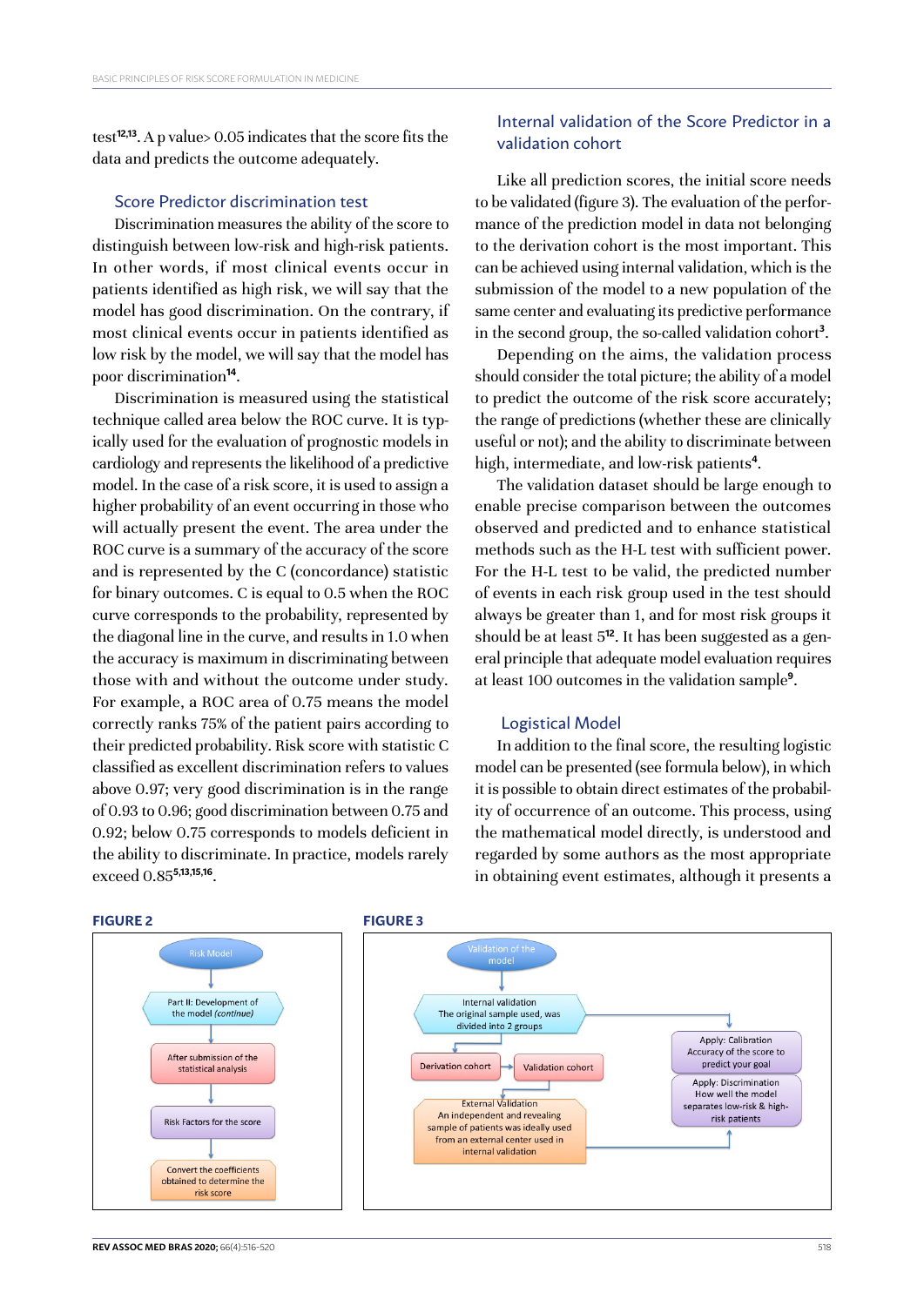test[12,13]. A p value> 0.05 indicates that the score fits the data and predicts the outcome adequately.

### Score Predictor discrimination test

Discrimination measures the ability of the score to distinguish between low-risk and high-risk patients. In other words, if most clinical events occur in patients identified as high risk, we will say that the model has good discrimination. On the contrary, if most clinical events occur in patients identified as low risk by the model, we will say that the model has poor discrimination[14].

Discrimination is measured using the statistical technique called area below the ROC curve. It is typically used for the evaluation of prognostic models in cardiology and represents the likelihood of a predictive model. In the case of a risk score, it is used to assign a higher probability of an event occurring in those who will actually present the event. The area under the ROC curve is a summary of the accuracy of the score and is represented by the C (concordance) statistic for binary outcomes. C is equal to 0.5 when the ROC curve corresponds to the probability, represented by the diagonal line in the curve, and results in 1.0 when the accuracy is maximum in discriminating between those with and without the outcome under study. For example, a ROC area of 0.75 means the model correctly ranks 75% of the patient pairs according to their predicted probability. Risk score with statistic C classified as excellent discrimination refers to values above 0.97; very good discrimination is in the range of 0.93 to 0.96; good discrimination between 0.75 and 0.92; below 0.75 corresponds to models deficient in the ability to discriminate. In practice, models rarely exceed 0.85[5,13,15,16].

### Internal validation of the Score Predictor in a validation cohort

Like all prediction scores, the initial score needs to be validated (figure 3). The evaluation of the performance of the prediction model in data not belonging to the derivation cohort is the most important. This can be achieved using internal validation, which is the submission of the model to a new population of the same center and evaluating its predictive performance in the second group, the so-called validation cohort[3].

Depending on the aims, the validation process should consider the total picture; the ability of a model to predict the outcome of the risk score accurately; the range of predictions (whether these are clinically useful or not); and the ability to discriminate between high, intermediate, and low-risk patients[4].

The validation dataset should be large enough to enable precise comparison between the outcomes observed and predicted and to enhance statistical methods such as the H-L test with sufficient power. For the H-L test to be valid, the predicted number of events in each risk group used in the test should always be greater than 1, and for most risk groups it should be at least 5[12]. It has been suggested as a general principle that adequate model evaluation requires at least 100 outcomes in the validation sample[9].

### Logistical Model

In addition to the final score, the resulting logistic model can be presented (see formula below), in which it is possible to obtain direct estimates of the probability of occurrence of an outcome. This process, using the mathematical model directly, is understood and regarded by some authors as the most appropriate in obtaining event estimates, although it presents a

**FIGURE 2**

Risk Model → Part II: Development of the model *(continue)* → After submission of the statistical analysis → Risk Factors for the score → Convert the coefficients obtained to determine the risk score

**FIGURE 3**

Validation of the model → Internal validation: The original sample used, was divided into 2 groups → Derivation cohort → Validation cohort → External Validation: An independent and revealing sample of patients was ideally used from an external center used in internal validation

Apply: Calibration — Accuracy of the score to predict your goal

Apply: Discrimination — How well the model separates low-risk & high-risk patients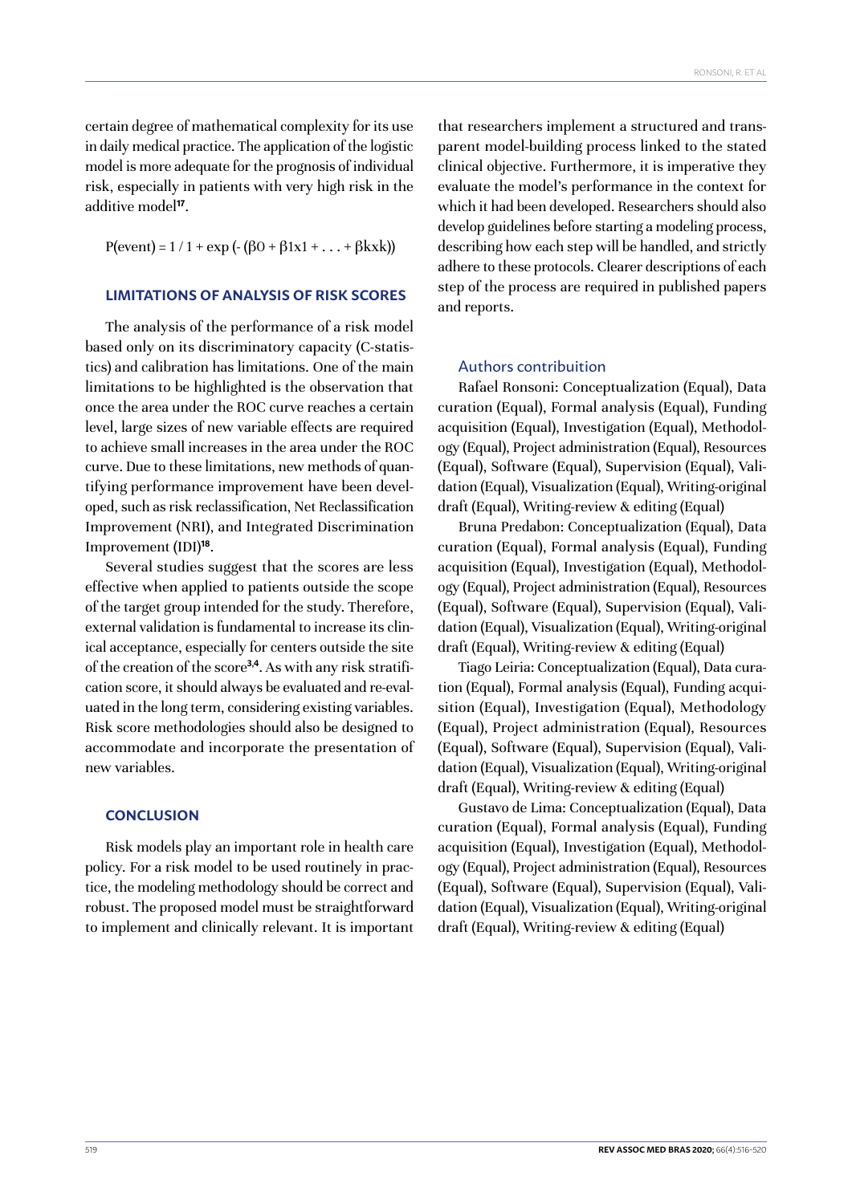certain degree of mathematical complexity for its use in daily medical practice. The application of the logistic model is more adequate for the prognosis of individual risk, especially in patients with very high risk in the additive model[17].

$$P(\text{event}) = 1 / 1 + \exp(-(\beta 0 + \beta 1x1 + \ldots + \beta kxk))$$

### LIMITATIONS OF ANALYSIS OF RISK SCORES

The analysis of the performance of a risk model based only on its discriminatory capacity (C-statistics) and calibration has limitations. One of the main limitations to be highlighted is the observation that once the area under the ROC curve reaches a certain level, large sizes of new variable effects are required to achieve small increases in the area under the ROC curve. Due to these limitations, new methods of quantifying performance improvement have been developed, such as risk reclassification, Net Reclassification Improvement (NRI), and Integrated Discrimination Improvement (IDI)[18].

Several studies suggest that the scores are less effective when applied to patients outside the scope of the target group intended for the study. Therefore, external validation is fundamental to increase its clinical acceptance, especially for centers outside the site of the creation of the score[3,4]. As with any risk stratification score, it should always be evaluated and re-evaluated in the long term, considering existing variables. Risk score methodologies should also be designed to accommodate and incorporate the presentation of new variables.

### CONCLUSION

Risk models play an important role in health care policy. For a risk model to be used routinely in practice, the modeling methodology should be correct and robust. The proposed model must be straightforward to implement and clinically relevant. It is important that researchers implement a structured and transparent model-building process linked to the stated clinical objective. Furthermore, it is imperative they evaluate the model's performance in the context for which it had been developed. Researchers should also develop guidelines before starting a modeling process, describing how each step will be handled, and strictly adhere to these protocols. Clearer descriptions of each step of the process are required in published papers and reports.

### Authors contribuition

Rafael Ronsoni: Conceptualization (Equal), Data curation (Equal), Formal analysis (Equal), Funding acquisition (Equal), Investigation (Equal), Methodology (Equal), Project administration (Equal), Resources (Equal), Software (Equal), Supervision (Equal), Validation (Equal), Visualization (Equal), Writing-original draft (Equal), Writing-review & editing (Equal)

Bruna Predabon: Conceptualization (Equal), Data curation (Equal), Formal analysis (Equal), Funding acquisition (Equal), Investigation (Equal), Methodology (Equal), Project administration (Equal), Resources (Equal), Software (Equal), Supervision (Equal), Validation (Equal), Visualization (Equal), Writing-original draft (Equal), Writing-review & editing (Equal)

Tiago Leiria: Conceptualization (Equal), Data curation (Equal), Formal analysis (Equal), Funding acquisition (Equal), Investigation (Equal), Methodology (Equal), Project administration (Equal), Resources (Equal), Software (Equal), Supervision (Equal), Validation (Equal), Visualization (Equal), Writing-original draft (Equal), Writing-review & editing (Equal)

Gustavo de Lima: Conceptualization (Equal), Data curation (Equal), Formal analysis (Equal), Funding acquisition (Equal), Investigation (Equal), Methodology (Equal), Project administration (Equal), Resources (Equal), Software (Equal), Supervision (Equal), Validation (Equal), Visualization (Equal), Writing-original draft (Equal), Writing-review & editing (Equal)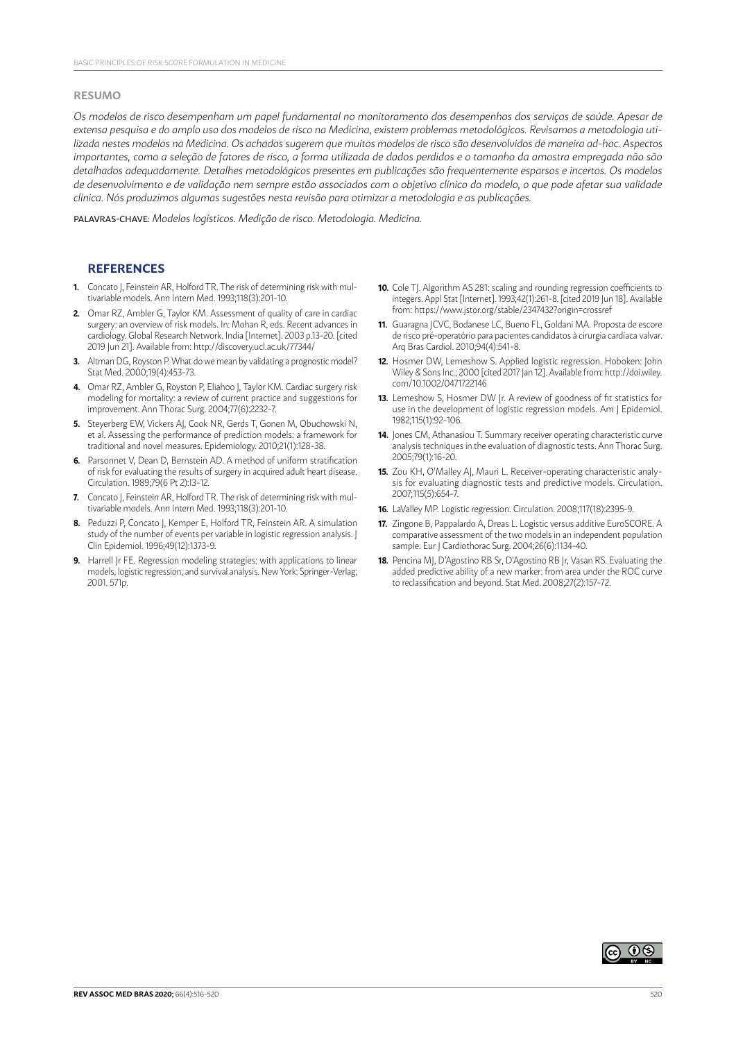### RESUMO

*Os modelos de risco desempenham um papel fundamental no monitoramento dos desempenhos dos serviços de saúde. Apesar de extensa pesquisa e do amplo uso dos modelos de risco na Medicina, existem problemas metodológicos. Revisamos a metodologia utilizada nestes modelos na Medicina. Os achados sugerem que muitos modelos de risco são desenvolvidos de maneira ad-hoc. Aspectos importantes, como a seleção de fatores de risco, a forma utilizada de dados perdidos e o tamanho da amostra empregada não são detalhados adequadamente. Detalhes metodológicos presentes em publicações são frequentemente esparsos e incertos. Os modelos de desenvolvimento e de validação nem sempre estão associados com o objetivo clínico do modelo, o que pode afetar sua validade clínica. Nós produzimos algumas sugestões nesta revisão para otimizar a metodologia e as publicações.*

PALAVRAS-CHAVE: *Modelos logísticos. Medição de risco. Metodologia. Medicina.*

## REFERENCES

1. Concato J, Feinstein AR, Holford TR. The risk of determining risk with multivariable models. Ann Intern Med. 1993;118(3):201-10.
2. Omar RZ, Ambler G, Taylor KM. Assessment of quality of care in cardiac surgery: an overview of risk models. In: Mohan R, eds. Recent advances in cardiology. Global Research Network. India [Internet]. 2003 p.13-20. [cited 2019 Jun 21]. Available from: http://discovery.ucl.ac.uk/77344/
3. Altman DG, Royston P. What do we mean by validating a prognostic model? Stat Med. 2000;19(4):453-73.
4. Omar RZ, Ambler G, Royston P, Eliahoo J, Taylor KM. Cardiac surgery risk modeling for mortality: a review of current practice and suggestions for improvement. Ann Thorac Surg. 2004;77(6):2232-7.
5. Steyerberg EW, Vickers AJ, Cook NR, Gerds T, Gonen M, Obuchowski N, et al. Assessing the performance of prediction models: a framework for traditional and novel measures. Epidemiology. 2010;21(1):128-38.
6. Parsonnet V, Dean D, Bernstein AD. A method of uniform stratification of risk for evaluating the results of surgery in acquired adult heart disease. Circulation. 1989;79(6 Pt 2):I3-12.
7. Concato J, Feinstein AR, Holford TR. The risk of determining risk with multivariable models. Ann Intern Med. 1993;118(3):201-10.
8. Peduzzi P, Concato J, Kemper E, Holford TR, Feinstein AR. A simulation study of the number of events per variable in logistic regression analysis. J Clin Epidemiol. 1996;49(12):1373-9.
9. Harrell Jr FE. Regression modeling strategies: with applications to linear models, logistic regression, and survival analysis. New York: Springer-Verlag; 2001. 571p.
10. Cole TJ. Algorithm AS 281: scaling and rounding regression coefficients to integers. Appl Stat [Internet]. 1993;42(1):261-8. [cited 2019 Jun 18]. Available from: https://www.jstor.org/stable/2347432?origin=crossref
11. Guaragna JCVC, Bodanese LC, Bueno FL, Goldani MA. Proposta de escore de risco pré-operatório para pacientes candidatos à cirurgia cardíaca valvar. Arq Bras Cardiol. 2010;94(4):541-8.
12. Hosmer DW, Lemeshow S. Applied logistic regression. Hoboken: John Wiley & Sons Inc.; 2000 [cited 2017 Jan 12]. Available from: http://doi.wiley.com/10.1002/0471722146
13. Lemeshow S, Hosmer DW Jr. A review of goodness of fit statistics for use in the development of logistic regression models. Am J Epidemiol. 1982;115(1):92-106.
14. Jones CM, Athanasiou T. Summary receiver operating characteristic curve analysis techniques in the evaluation of diagnostic tests. Ann Thorac Surg. 2005;79(1):16-20.
15. Zou KH, O'Malley AJ, Mauri L. Receiver-operating characteristic analysis for evaluating diagnostic tests and predictive models. Circulation. 2007;115(5):654-7.
16. LaValley MP. Logistic regression. Circulation. 2008;117(18):2395-9.
17. Zingone B, Pappalardo A, Dreas L. Logistic versus additive EuroSCORE. A comparative assessment of the two models in an independent population sample. Eur J Cardiothorac Surg. 2004;26(6):1134-40.
18. Pencina MJ, D'Agostino RB Sr, D'Agostino RB Jr, Vasan RS. Evaluating the added predictive ability of a new marker: from area under the ROC curve to reclassification and beyond. Stat Med. 2008;27(2):157-72.